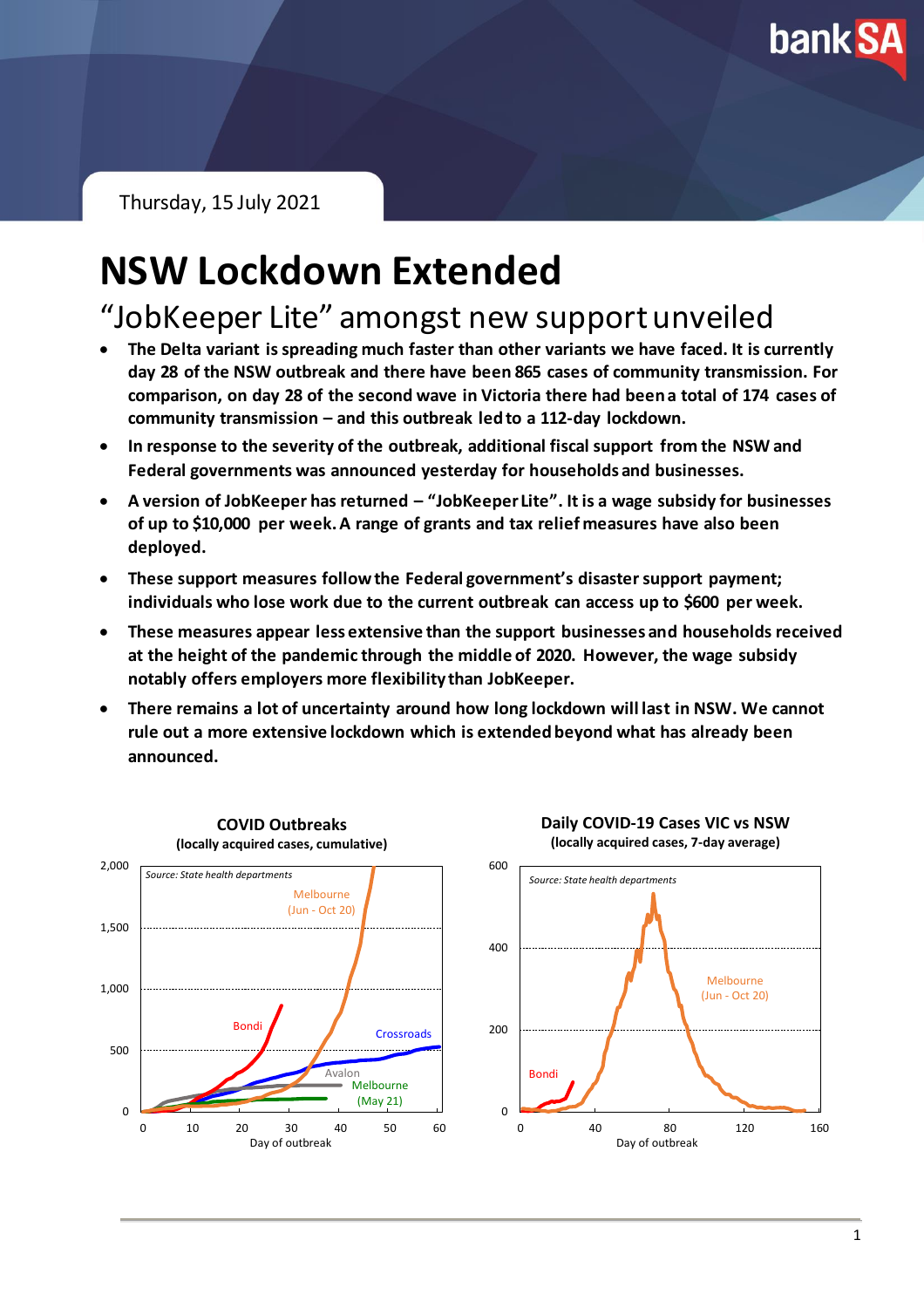Thursday, 15 July 2021

# NSW Lockdown Extended

## "JobKeeper Lite" amongst new support unveiled

- **The Delta variant is spreading much faster than other variants we have faced. It is currently day 28 of the NSW outbreak and there have been 865 cases of community transmission. For comparison, on day 28 of the second wave in Victoria there had been a total of 174 cases of community transmission – and this outbreak led to a 112-day lockdown.**
- **In response to the severity of the outbreak, additional fiscal support from the NSW and Federal governments was announced yesterday for households and businesses.**
- **A version of JobKeeper has returned – "JobKeeper Lite". It is a wage subsidy for businesses of up to $10,000 per week. A range of grants and tax relief measures have also been deployed.**
- **These support measures follow the Federal government's disaster support payment; individuals who lose work due to the current outbreak can access up to $600 per week.**
- **These measures appear less extensive than the support businesses and households received at the height of the pandemic through the middle of 2020. However, the wage subsidy notably offers employers more flexibility than JobKeeper.**
- **There remains a lot of uncertainty around how long lockdown will last in NSW. We cannot rule out a more extensive lockdown which is extended beyond what has already been announced.**

**COVID Outbreaks**
**(locally acquired cases, cumulative)**

Source: State health departments

**Daily COVID-19 Cases VIC vs NSW**
**(locally acquired cases, 7-day average)**

Source: State health departments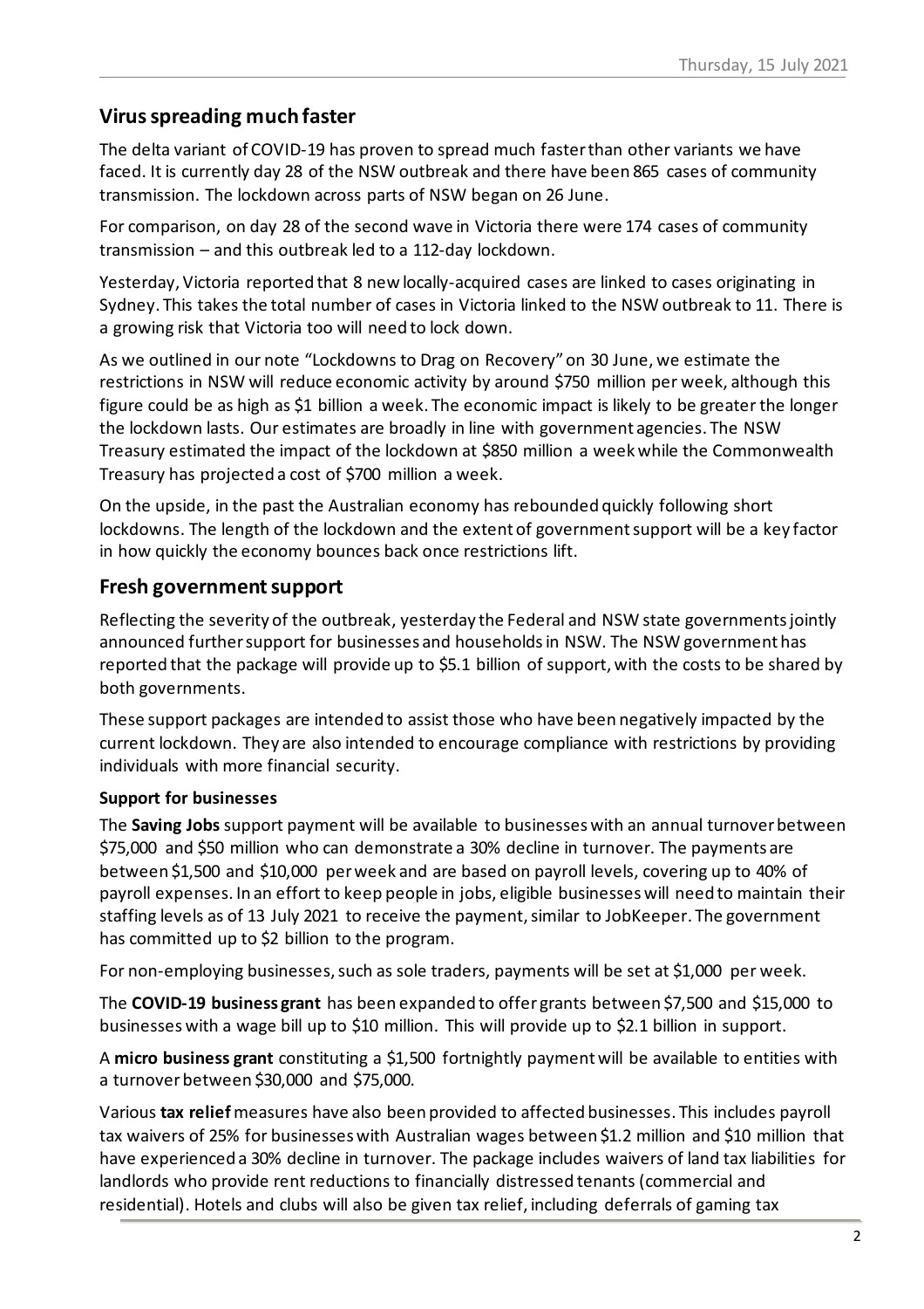## Virus spreading much faster

The delta variant of COVID-19 has proven to spread much faster than other variants we have faced. It is currently day 28 of the NSW outbreak and there have been 865 cases of community transmission. The lockdown across parts of NSW began on 26 June.

For comparison, on day 28 of the second wave in Victoria there were 174 cases of community transmission – and this outbreak led to a 112-day lockdown.

Yesterday, Victoria reported that 8 new locally-acquired cases are linked to cases originating in Sydney. This takes the total number of cases in Victoria linked to the NSW outbreak to 11. There is a growing risk that Victoria too will need to lock down.

As we outlined in our note "Lockdowns to Drag on Recovery" on 30 June, we estimate the restrictions in NSW will reduce economic activity by around $750 million per week, although this figure could be as high as $1 billion a week. The economic impact is likely to be greater the longer the lockdown lasts. Our estimates are broadly in line with government agencies. The NSW Treasury estimated the impact of the lockdown at $850 million a week while the Commonwealth Treasury has projected a cost of $700 million a week.

On the upside, in the past the Australian economy has rebounded quickly following short lockdowns. The length of the lockdown and the extent of government support will be a key factor in how quickly the economy bounces back once restrictions lift.

## Fresh government support

Reflecting the severity of the outbreak, yesterday the Federal and NSW state governments jointly announced further support for businesses and households in NSW. The NSW government has reported that the package will provide up to $5.1 billion of support, with the costs to be shared by both governments.

These support packages are intended to assist those who have been negatively impacted by the current lockdown. They are also intended to encourage compliance with restrictions by providing individuals with more financial security.

### Support for businesses

The **Saving Jobs** support payment will be available to businesses with an annual turnover between $75,000 and $50 million who can demonstrate a 30% decline in turnover. The payments are between $1,500 and $10,000 per week and are based on payroll levels, covering up to 40% of payroll expenses. In an effort to keep people in jobs, eligible businesses will need to maintain their staffing levels as of 13 July 2021 to receive the payment, similar to JobKeeper. The government has committed up to $2 billion to the program.

For non-employing businesses, such as sole traders, payments will be set at $1,000 per week.

The **COVID-19 business grant** has been expanded to offer grants between $7,500 and $15,000 to businesses with a wage bill up to $10 million. This will provide up to $2.1 billion in support.

A **micro business grant** constituting a $1,500 fortnightly payment will be available to entities with a turnover between $30,000 and $75,000.

Various **tax relief** measures have also been provided to affected businesses. This includes payroll tax waivers of 25% for businesses with Australian wages between $1.2 million and $10 million that have experienced a 30% decline in turnover. The package includes waivers of land tax liabilities for landlords who provide rent reductions to financially distressed tenants (commercial and residential). Hotels and clubs will also be given tax relief, including deferrals of gaming tax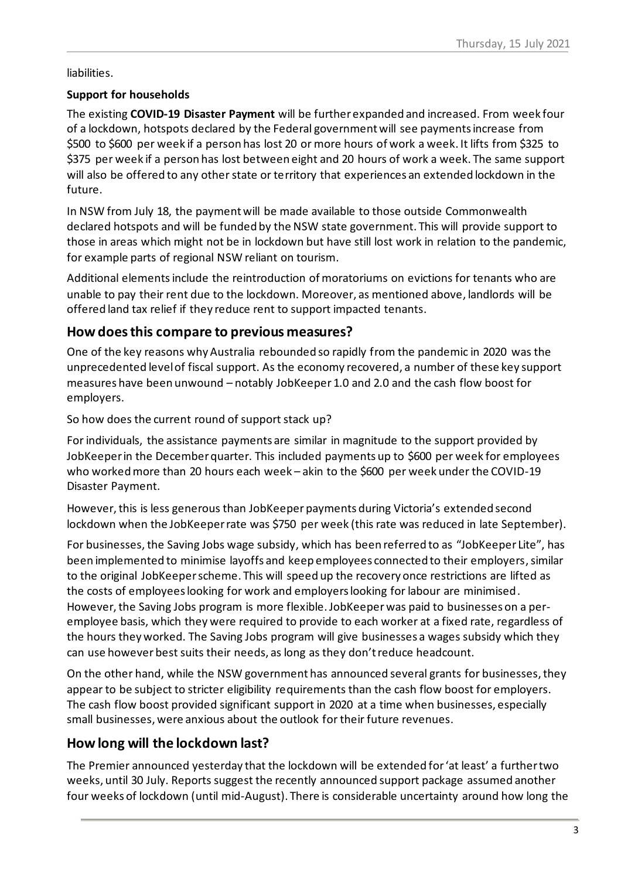liabilities.

**Support for households**

The existing **COVID-19 Disaster Payment** will be further expanded and increased. From week four of a lockdown, hotspots declared by the Federal government will see payments increase from $500 to $600 per week if a person has lost 20 or more hours of work a week. It lifts from $325 to $375 per week if a person has lost between eight and 20 hours of work a week. The same support will also be offered to any other state or territory that experiences an extended lockdown in the future.

In NSW from July 18, the payment will be made available to those outside Commonwealth declared hotspots and will be funded by the NSW state government. This will provide support to those in areas which might not be in lockdown but have still lost work in relation to the pandemic, for example parts of regional NSW reliant on tourism.

Additional elements include the reintroduction of moratoriums on evictions for tenants who are unable to pay their rent due to the lockdown. Moreover, as mentioned above, landlords will be offered land tax relief if they reduce rent to support impacted tenants.

## How does this compare to previous measures?

One of the key reasons why Australia rebounded so rapidly from the pandemic in 2020 was the unprecedented level of fiscal support. As the economy recovered, a number of these key support measures have been unwound – notably JobKeeper 1.0 and 2.0 and the cash flow boost for employers.

So how does the current round of support stack up?

For individuals, the assistance payments are similar in magnitude to the support provided by JobKeeper in the December quarter. This included payments up to $600 per week for employees who worked more than 20 hours each week – akin to the $600 per week under the COVID-19 Disaster Payment.

However, this is less generous than JobKeeper payments during Victoria's extended second lockdown when the JobKeeper rate was $750 per week (this rate was reduced in late September).

For businesses, the Saving Jobs wage subsidy, which has been referred to as "JobKeeper Lite", has been implemented to minimise layoffs and keep employees connected to their employers, similar to the original JobKeeper scheme. This will speed up the recovery once restrictions are lifted as the costs of employees looking for work and employers looking for labour are minimised. However, the Saving Jobs program is more flexible. JobKeeper was paid to businesses on a per-employee basis, which they were required to provide to each worker at a fixed rate, regardless of the hours they worked. The Saving Jobs program will give businesses a wages subsidy which they can use however best suits their needs, as long as they don't reduce headcount.

On the other hand, while the NSW government has announced several grants for businesses, they appear to be subject to stricter eligibility requirements than the cash flow boost for employers. The cash flow boost provided significant support in 2020 at a time when businesses, especially small businesses, were anxious about the outlook for their future revenues.

## How long will the lockdown last?

The Premier announced yesterday that the lockdown will be extended for 'at least' a further two weeks, until 30 July. Reports suggest the recently announced support package assumed another four weeks of lockdown (until mid-August). There is considerable uncertainty around how long the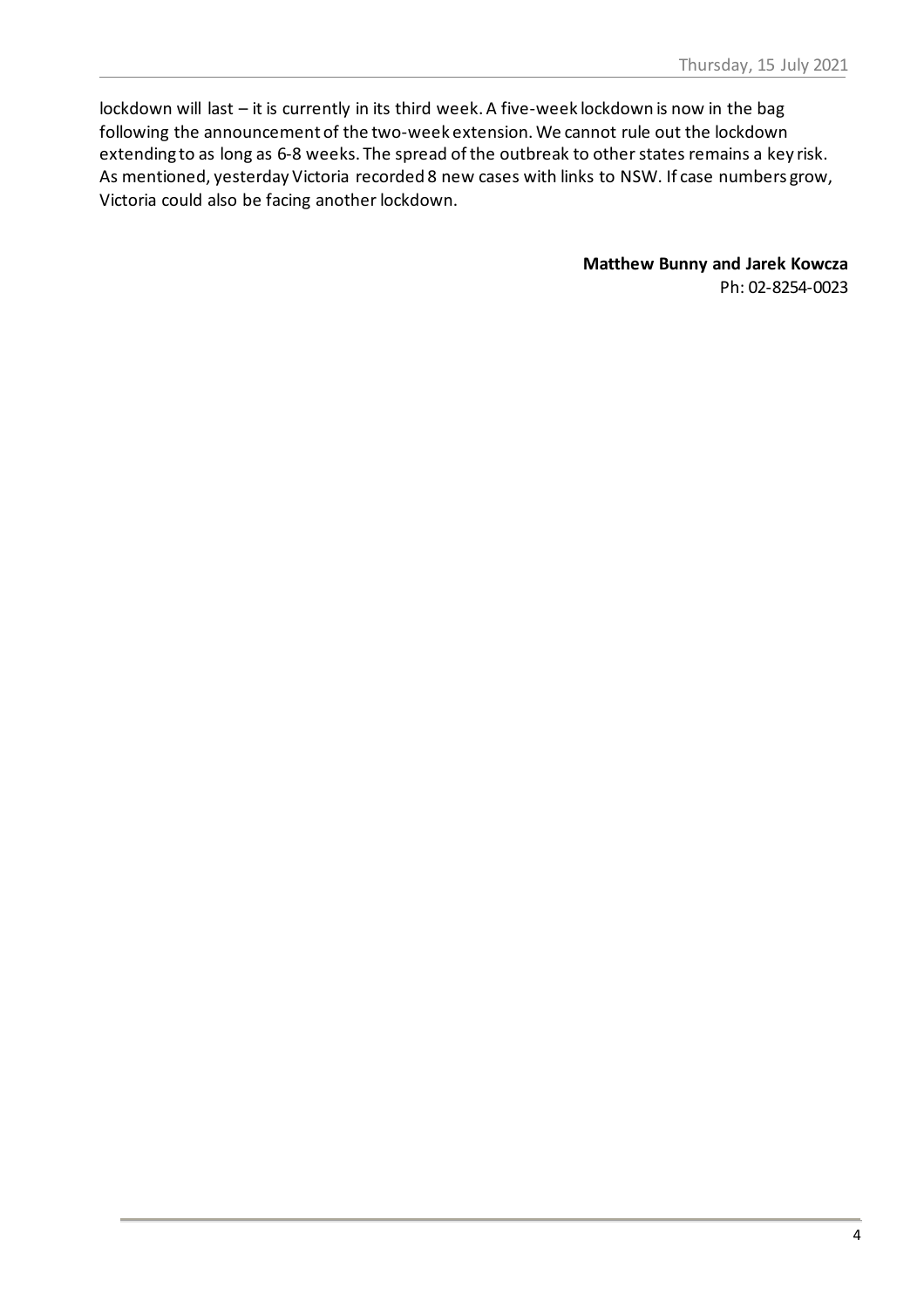lockdown will last – it is currently in its third week. A five-week lockdown is now in the bag following the announcement of the two-week extension. We cannot rule out the lockdown extending to as long as 6-8 weeks. The spread of the outbreak to other states remains a key risk. As mentioned, yesterday Victoria recorded 8 new cases with links to NSW. If case numbers grow, Victoria could also be facing another lockdown.

**Matthew Bunny and Jarek Kowcza**
Ph: 02-8254-0023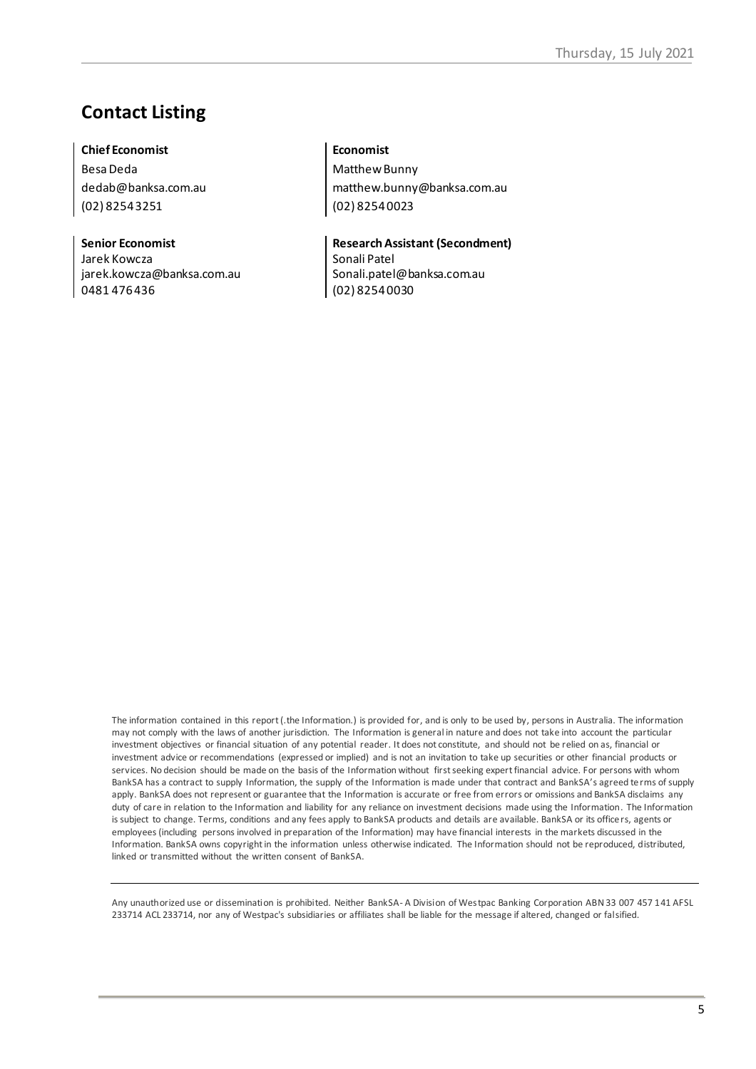## Contact Listing

**Chief Economist**
Besa Deda
dedab@banksa.com.au
(02) 8254 3251

**Senior Economist**
Jarek Kowcza
jarek.kowcza@banksa.com.au
0481 476 436

**Economist**
Matthew Bunny
matthew.bunny@banksa.com.au
(02) 8254 0023

**Research Assistant (Secondment)**
Sonali Patel
Sonali.patel@banksa.com.au
(02) 8254 0030

The information contained in this report (.the Information.) is provided for, and is only to be used by, persons in Australia. The information may not comply with the laws of another jurisdiction. The Information is general in nature and does not take into account the particular investment objectives or financial situation of any potential reader. It does not constitute, and should not be relied on as, financial or investment advice or recommendations (expressed or implied) and is not an invitation to take up securities or other financial products or services. No decision should be made on the basis of the Information without first seeking expert financial advice. For persons with whom BankSA has a contract to supply Information, the supply of the Information is made under that contract and BankSA's agreed terms of supply apply. BankSA does not represent or guarantee that the Information is accurate or free from errors or omissions and BankSA disclaims any duty of care in relation to the Information and liability for any reliance on investment decisions made using the Information. The Information is subject to change. Terms, conditions and any fees apply to BankSA products and details are available. BankSA or its officers, agents or employees (including persons involved in preparation of the Information) may have financial interests in the markets discussed in the Information. BankSA owns copyright in the information unless otherwise indicated. The Information should not be reproduced, distributed, linked or transmitted without the written consent of BankSA.

Any unauthorized use or dissemination is prohibited. Neither BankSA - A Division of Westpac Banking Corporation ABN 33 007 457 141 AFSL 233714 ACL 233714, nor any of Westpac's subsidiaries or affiliates shall be liable for the message if altered, changed or falsified.